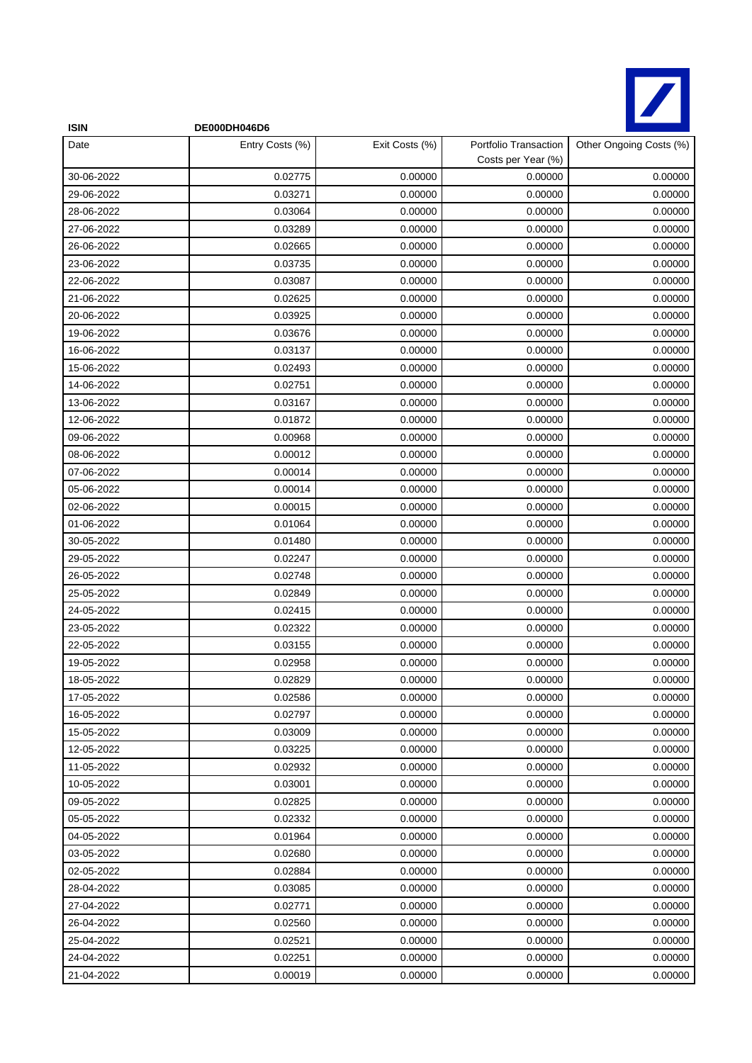| ISIN | DE000DH046D6 | | | |
|---|---|---|---|---|
| Date | Entry Costs (%) | Exit Costs (%) | Portfolio Transaction Costs per Year (%) | Other Ongoing Costs (%) |
| 30-06-2022 | 0.02775 | 0.00000 | 0.00000 | 0.00000 |
| 29-06-2022 | 0.03271 | 0.00000 | 0.00000 | 0.00000 |
| 28-06-2022 | 0.03064 | 0.00000 | 0.00000 | 0.00000 |
| 27-06-2022 | 0.03289 | 0.00000 | 0.00000 | 0.00000 |
| 26-06-2022 | 0.02665 | 0.00000 | 0.00000 | 0.00000 |
| 23-06-2022 | 0.03735 | 0.00000 | 0.00000 | 0.00000 |
| 22-06-2022 | 0.03087 | 0.00000 | 0.00000 | 0.00000 |
| 21-06-2022 | 0.02625 | 0.00000 | 0.00000 | 0.00000 |
| 20-06-2022 | 0.03925 | 0.00000 | 0.00000 | 0.00000 |
| 19-06-2022 | 0.03676 | 0.00000 | 0.00000 | 0.00000 |
| 16-06-2022 | 0.03137 | 0.00000 | 0.00000 | 0.00000 |
| 15-06-2022 | 0.02493 | 0.00000 | 0.00000 | 0.00000 |
| 14-06-2022 | 0.02751 | 0.00000 | 0.00000 | 0.00000 |
| 13-06-2022 | 0.03167 | 0.00000 | 0.00000 | 0.00000 |
| 12-06-2022 | 0.01872 | 0.00000 | 0.00000 | 0.00000 |
| 09-06-2022 | 0.00968 | 0.00000 | 0.00000 | 0.00000 |
| 08-06-2022 | 0.00012 | 0.00000 | 0.00000 | 0.00000 |
| 07-06-2022 | 0.00014 | 0.00000 | 0.00000 | 0.00000 |
| 05-06-2022 | 0.00014 | 0.00000 | 0.00000 | 0.00000 |
| 02-06-2022 | 0.00015 | 0.00000 | 0.00000 | 0.00000 |
| 01-06-2022 | 0.01064 | 0.00000 | 0.00000 | 0.00000 |
| 30-05-2022 | 0.01480 | 0.00000 | 0.00000 | 0.00000 |
| 29-05-2022 | 0.02247 | 0.00000 | 0.00000 | 0.00000 |
| 26-05-2022 | 0.02748 | 0.00000 | 0.00000 | 0.00000 |
| 25-05-2022 | 0.02849 | 0.00000 | 0.00000 | 0.00000 |
| 24-05-2022 | 0.02415 | 0.00000 | 0.00000 | 0.00000 |
| 23-05-2022 | 0.02322 | 0.00000 | 0.00000 | 0.00000 |
| 22-05-2022 | 0.03155 | 0.00000 | 0.00000 | 0.00000 |
| 19-05-2022 | 0.02958 | 0.00000 | 0.00000 | 0.00000 |
| 18-05-2022 | 0.02829 | 0.00000 | 0.00000 | 0.00000 |
| 17-05-2022 | 0.02586 | 0.00000 | 0.00000 | 0.00000 |
| 16-05-2022 | 0.02797 | 0.00000 | 0.00000 | 0.00000 |
| 15-05-2022 | 0.03009 | 0.00000 | 0.00000 | 0.00000 |
| 12-05-2022 | 0.03225 | 0.00000 | 0.00000 | 0.00000 |
| 11-05-2022 | 0.02932 | 0.00000 | 0.00000 | 0.00000 |
| 10-05-2022 | 0.03001 | 0.00000 | 0.00000 | 0.00000 |
| 09-05-2022 | 0.02825 | 0.00000 | 0.00000 | 0.00000 |
| 05-05-2022 | 0.02332 | 0.00000 | 0.00000 | 0.00000 |
| 04-05-2022 | 0.01964 | 0.00000 | 0.00000 | 0.00000 |
| 03-05-2022 | 0.02680 | 0.00000 | 0.00000 | 0.00000 |
| 02-05-2022 | 0.02884 | 0.00000 | 0.00000 | 0.00000 |
| 28-04-2022 | 0.03085 | 0.00000 | 0.00000 | 0.00000 |
| 27-04-2022 | 0.02771 | 0.00000 | 0.00000 | 0.00000 |
| 26-04-2022 | 0.02560 | 0.00000 | 0.00000 | 0.00000 |
| 25-04-2022 | 0.02521 | 0.00000 | 0.00000 | 0.00000 |
| 24-04-2022 | 0.02251 | 0.00000 | 0.00000 | 0.00000 |
| 21-04-2022 | 0.00019 | 0.00000 | 0.00000 | 0.00000 |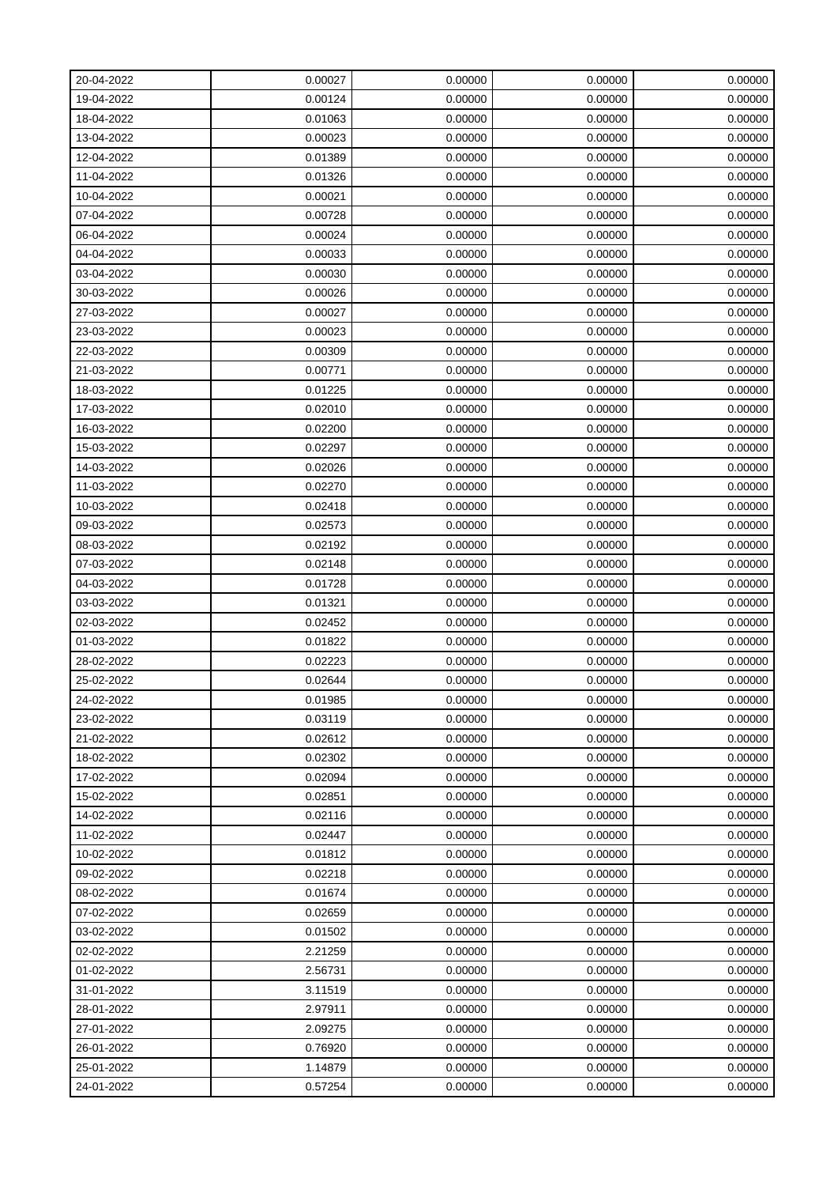| | | | | |
|---|---|---|---|---|
| 20-04-2022 | 0.00027 | 0.00000 | 0.00000 | 0.00000 |
| 19-04-2022 | 0.00124 | 0.00000 | 0.00000 | 0.00000 |
| 18-04-2022 | 0.01063 | 0.00000 | 0.00000 | 0.00000 |
| 13-04-2022 | 0.00023 | 0.00000 | 0.00000 | 0.00000 |
| 12-04-2022 | 0.01389 | 0.00000 | 0.00000 | 0.00000 |
| 11-04-2022 | 0.01326 | 0.00000 | 0.00000 | 0.00000 |
| 10-04-2022 | 0.00021 | 0.00000 | 0.00000 | 0.00000 |
| 07-04-2022 | 0.00728 | 0.00000 | 0.00000 | 0.00000 |
| 06-04-2022 | 0.00024 | 0.00000 | 0.00000 | 0.00000 |
| 04-04-2022 | 0.00033 | 0.00000 | 0.00000 | 0.00000 |
| 03-04-2022 | 0.00030 | 0.00000 | 0.00000 | 0.00000 |
| 30-03-2022 | 0.00026 | 0.00000 | 0.00000 | 0.00000 |
| 27-03-2022 | 0.00027 | 0.00000 | 0.00000 | 0.00000 |
| 23-03-2022 | 0.00023 | 0.00000 | 0.00000 | 0.00000 |
| 22-03-2022 | 0.00309 | 0.00000 | 0.00000 | 0.00000 |
| 21-03-2022 | 0.00771 | 0.00000 | 0.00000 | 0.00000 |
| 18-03-2022 | 0.01225 | 0.00000 | 0.00000 | 0.00000 |
| 17-03-2022 | 0.02010 | 0.00000 | 0.00000 | 0.00000 |
| 16-03-2022 | 0.02200 | 0.00000 | 0.00000 | 0.00000 |
| 15-03-2022 | 0.02297 | 0.00000 | 0.00000 | 0.00000 |
| 14-03-2022 | 0.02026 | 0.00000 | 0.00000 | 0.00000 |
| 11-03-2022 | 0.02270 | 0.00000 | 0.00000 | 0.00000 |
| 10-03-2022 | 0.02418 | 0.00000 | 0.00000 | 0.00000 |
| 09-03-2022 | 0.02573 | 0.00000 | 0.00000 | 0.00000 |
| 08-03-2022 | 0.02192 | 0.00000 | 0.00000 | 0.00000 |
| 07-03-2022 | 0.02148 | 0.00000 | 0.00000 | 0.00000 |
| 04-03-2022 | 0.01728 | 0.00000 | 0.00000 | 0.00000 |
| 03-03-2022 | 0.01321 | 0.00000 | 0.00000 | 0.00000 |
| 02-03-2022 | 0.02452 | 0.00000 | 0.00000 | 0.00000 |
| 01-03-2022 | 0.01822 | 0.00000 | 0.00000 | 0.00000 |
| 28-02-2022 | 0.02223 | 0.00000 | 0.00000 | 0.00000 |
| 25-02-2022 | 0.02644 | 0.00000 | 0.00000 | 0.00000 |
| 24-02-2022 | 0.01985 | 0.00000 | 0.00000 | 0.00000 |
| 23-02-2022 | 0.03119 | 0.00000 | 0.00000 | 0.00000 |
| 21-02-2022 | 0.02612 | 0.00000 | 0.00000 | 0.00000 |
| 18-02-2022 | 0.02302 | 0.00000 | 0.00000 | 0.00000 |
| 17-02-2022 | 0.02094 | 0.00000 | 0.00000 | 0.00000 |
| 15-02-2022 | 0.02851 | 0.00000 | 0.00000 | 0.00000 |
| 14-02-2022 | 0.02116 | 0.00000 | 0.00000 | 0.00000 |
| 11-02-2022 | 0.02447 | 0.00000 | 0.00000 | 0.00000 |
| 10-02-2022 | 0.01812 | 0.00000 | 0.00000 | 0.00000 |
| 09-02-2022 | 0.02218 | 0.00000 | 0.00000 | 0.00000 |
| 08-02-2022 | 0.01674 | 0.00000 | 0.00000 | 0.00000 |
| 07-02-2022 | 0.02659 | 0.00000 | 0.00000 | 0.00000 |
| 03-02-2022 | 0.01502 | 0.00000 | 0.00000 | 0.00000 |
| 02-02-2022 | 2.21259 | 0.00000 | 0.00000 | 0.00000 |
| 01-02-2022 | 2.56731 | 0.00000 | 0.00000 | 0.00000 |
| 31-01-2022 | 3.11519 | 0.00000 | 0.00000 | 0.00000 |
| 28-01-2022 | 2.97911 | 0.00000 | 0.00000 | 0.00000 |
| 27-01-2022 | 2.09275 | 0.00000 | 0.00000 | 0.00000 |
| 26-01-2022 | 0.76920 | 0.00000 | 0.00000 | 0.00000 |
| 25-01-2022 | 1.14879 | 0.00000 | 0.00000 | 0.00000 |
| 24-01-2022 | 0.57254 | 0.00000 | 0.00000 | 0.00000 |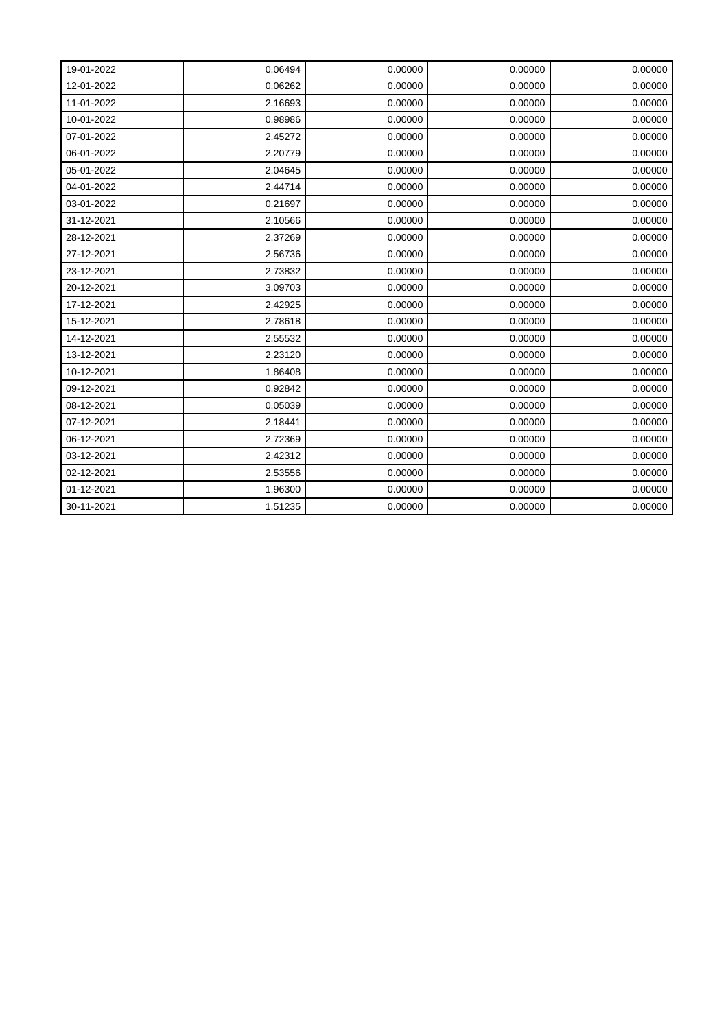| | | | | |
|---|---|---|---|---|
| 19-01-2022 | 0.06494 | 0.00000 | 0.00000 | 0.00000 |
| 12-01-2022 | 0.06262 | 0.00000 | 0.00000 | 0.00000 |
| 11-01-2022 | 2.16693 | 0.00000 | 0.00000 | 0.00000 |
| 10-01-2022 | 0.98986 | 0.00000 | 0.00000 | 0.00000 |
| 07-01-2022 | 2.45272 | 0.00000 | 0.00000 | 0.00000 |
| 06-01-2022 | 2.20779 | 0.00000 | 0.00000 | 0.00000 |
| 05-01-2022 | 2.04645 | 0.00000 | 0.00000 | 0.00000 |
| 04-01-2022 | 2.44714 | 0.00000 | 0.00000 | 0.00000 |
| 03-01-2022 | 0.21697 | 0.00000 | 0.00000 | 0.00000 |
| 31-12-2021 | 2.10566 | 0.00000 | 0.00000 | 0.00000 |
| 28-12-2021 | 2.37269 | 0.00000 | 0.00000 | 0.00000 |
| 27-12-2021 | 2.56736 | 0.00000 | 0.00000 | 0.00000 |
| 23-12-2021 | 2.73832 | 0.00000 | 0.00000 | 0.00000 |
| 20-12-2021 | 3.09703 | 0.00000 | 0.00000 | 0.00000 |
| 17-12-2021 | 2.42925 | 0.00000 | 0.00000 | 0.00000 |
| 15-12-2021 | 2.78618 | 0.00000 | 0.00000 | 0.00000 |
| 14-12-2021 | 2.55532 | 0.00000 | 0.00000 | 0.00000 |
| 13-12-2021 | 2.23120 | 0.00000 | 0.00000 | 0.00000 |
| 10-12-2021 | 1.86408 | 0.00000 | 0.00000 | 0.00000 |
| 09-12-2021 | 0.92842 | 0.00000 | 0.00000 | 0.00000 |
| 08-12-2021 | 0.05039 | 0.00000 | 0.00000 | 0.00000 |
| 07-12-2021 | 2.18441 | 0.00000 | 0.00000 | 0.00000 |
| 06-12-2021 | 2.72369 | 0.00000 | 0.00000 | 0.00000 |
| 03-12-2021 | 2.42312 | 0.00000 | 0.00000 | 0.00000 |
| 02-12-2021 | 2.53556 | 0.00000 | 0.00000 | 0.00000 |
| 01-12-2021 | 1.96300 | 0.00000 | 0.00000 | 0.00000 |
| 30-11-2021 | 1.51235 | 0.00000 | 0.00000 | 0.00000 |